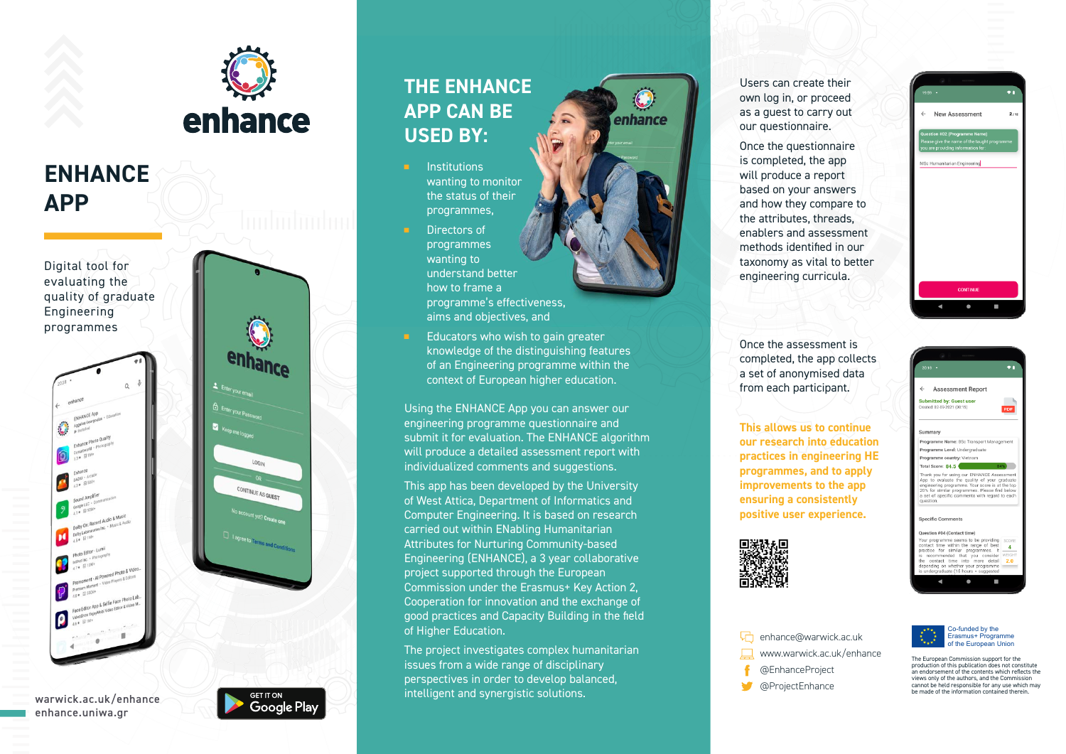enhance

# ENHANCE APP

Digital tool for evaluating the quality of graduate Engineering programmes

warwick.ac.uk/enhance
enhance.uniwa.gr

GET IT ON Google Play

## THE ENHANCE APP CAN BE USED BY:

- Institutions wanting to monitor the status of their programmes,
- Directors of programmes wanting to understand better how to frame a programme's effectiveness, aims and objectives, and
- Educators who wish to gain greater knowledge of the distinguishing features of an Engineering programme within the context of European higher education.

Using the ENHANCE App you can answer our engineering programme questionnaire and submit it for evaluation. The ENHANCE algorithm will produce a detailed assessment report with individualized comments and suggestions.

This app has been developed by the University of West Attica, Department of Informatics and Computer Engineering. It is based on research carried out within ENabling Humanitarian Attributes for Nurturing Community-based Engineering (ENHANCE), a 3 year collaborative project supported through the European Commission under the Erasmus+ Key Action 2, Cooperation for innovation and the exchange of good practices and Capacity Building in the field of Higher Education.

The project investigates complex humanitarian issues from a wide range of disciplinary perspectives in order to develop balanced, intelligent and synergistic solutions.

Users can create their own log in, or proceed as a guest to carry out our questionnaire.

Once the questionnaire is completed, the app will produce a report based on your answers and how they compare to the attributes, threads, enablers and assessment methods identified in our taxonomy as vital to better engineering curricula.

Once the assessment is completed, the app collects a set of anonymised data from each participant.

**This allows us to continue our research into education practices in engineering HE programmes, and to apply improvements to the app ensuring a consistently positive user experience.**

enhance@warwick.ac.uk
www.warwick.ac.uk/enhance
@EnhanceProject
@ProjectEnhance

Co-funded by the Erasmus+ Programme of the European Union

The European Commission support for the production of this publication does not constitute an endorsement of the contents which reflects the views only of the authors, and the Commission cannot be held responsible for any use which may be made of the information contained therein.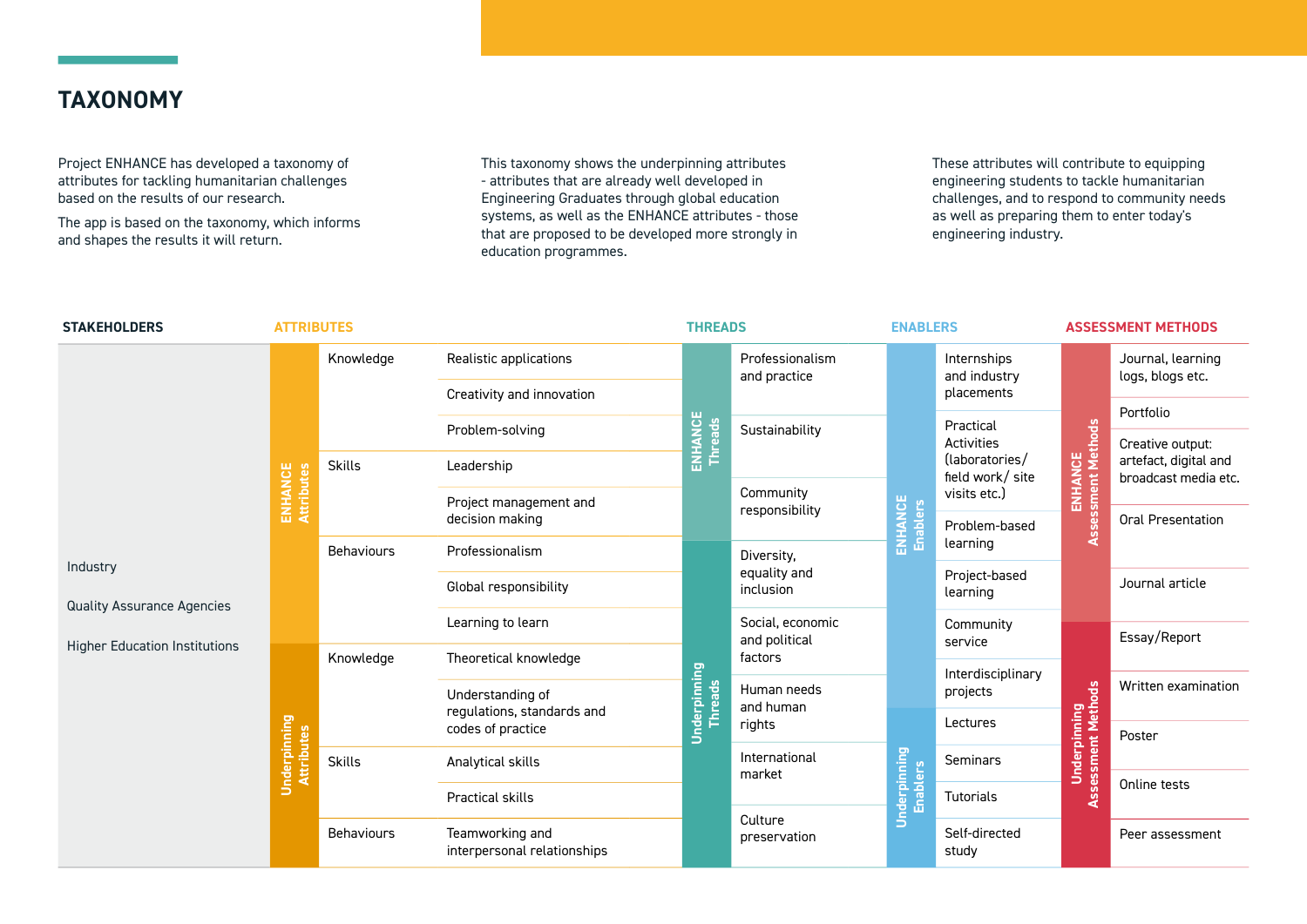# TAXONOMY

Project ENHANCE has developed a taxonomy of attributes for tackling humanitarian challenges based on the results of our research.

The app is based on the taxonomy, which informs and shapes the results it will return.

This taxonomy shows the underpinning attributes - attributes that are already well developed in Engineering Graduates through global education systems, as well as the ENHANCE attributes - those that are proposed to be developed more strongly in education programmes.

These attributes will contribute to equipping engineering students to tackle humanitarian challenges, and to respond to community needs as well as preparing them to enter today's engineering industry.

**STAKEHOLDERS**

- Industry
- Quality Assurance Agencies
- Higher Education Institutions

**ATTRIBUTES**

| | | |
|---|---|---|
| ENHANCE Attributes | Knowledge | Realistic applications |
| | | Creativity and innovation |
| | | Problem-solving |
| | Skills | Leadership |
| | | Project management and decision making |
| | Behaviours | Professionalism |
| | | Global responsibility |
| | | Learning to learn |
| Underpinning Attributes | Knowledge | Theoretical knowledge |
| | | Understanding of regulations, standards and codes of practice |
| | Skills | Analytical skills |
| | | Practical skills |
| | Behaviours | Teamworking and interpersonal relationships |

**THREADS**

| | |
|---|---|
| ENHANCE Threads | Professionalism and practice |
| | Sustainability |
| | Community responsibility |
| Underpinning Threads | Diversity, equality and inclusion |
| | Social, economic and political factors |
| | Human needs and human rights |
| | International market |
| | Culture preservation |

**ENABLERS**

| | |
|---|---|
| ENHANCE Enablers | Internships and industry placements |
| | Practical Activities (laboratories/ field work/ site visits etc.) |
| | Problem-based learning |
| | Project-based learning |
| | Community service |
| | Interdisciplinary projects |
| Underpinning Enablers | Lectures |
| | Seminars |
| | Tutorials |
| | Self-directed study |

**ASSESSMENT METHODS**

| | |
|---|---|
| ENHANCE Assessment Methods | Journal, learning logs, blogs etc. |
| | Portfolio |
| | Creative output: artefact, digital and broadcast media etc. |
| | Oral Presentation |
| | Journal article |
| Underpinning Assessment Methods | Essay/Report |
| | Written examination |
| | Poster |
| | Online tests |
| | Peer assessment |